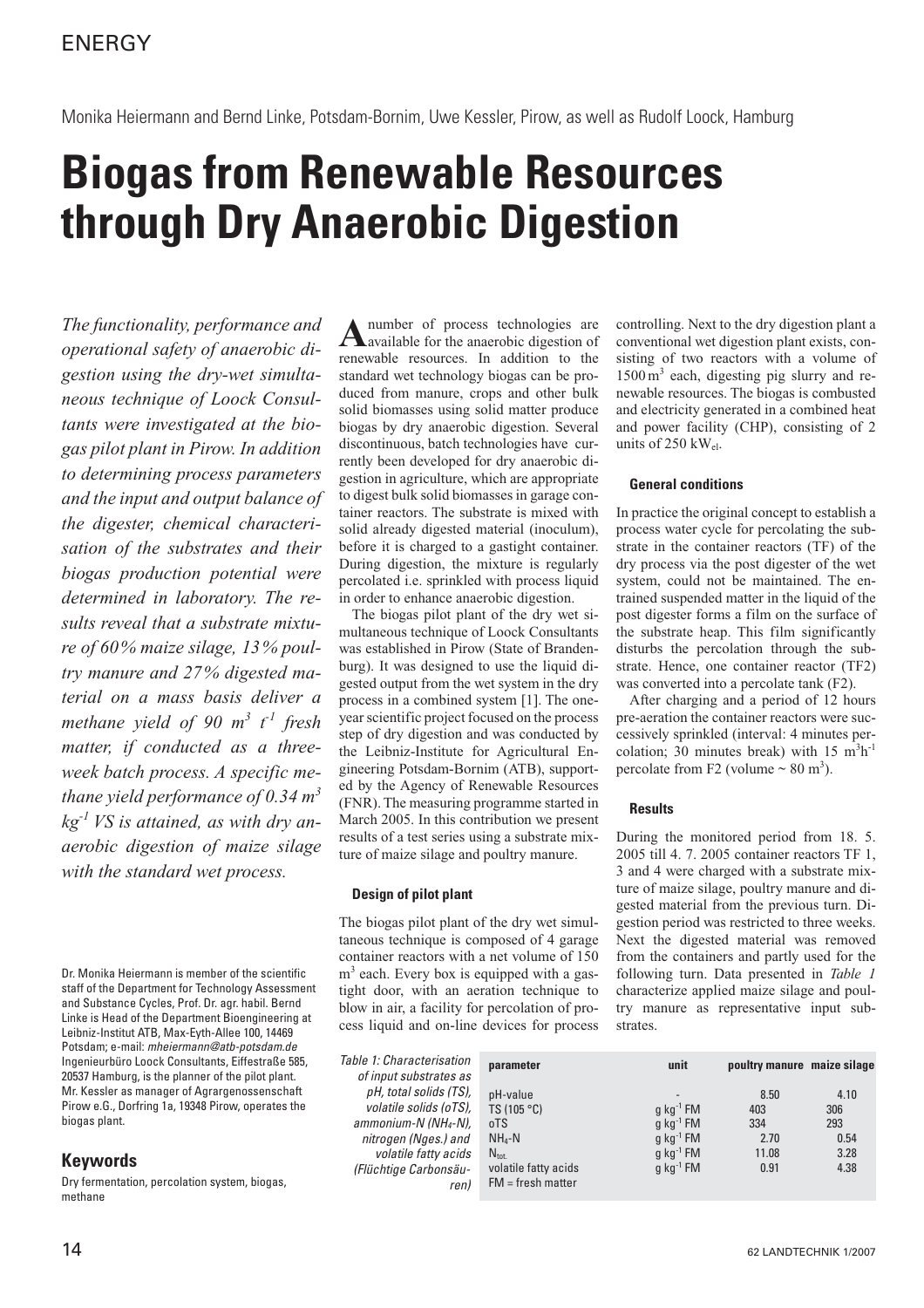ENERGY

Monika Heiermann and Bernd Linke, Potsdam-Bornim, Uwe Kessler, Pirow, as well as Rudolf Loock, Hamburg

# Biogas from Renewable Resources through Dry Anaerobic Digestion

*The functionality, performance and operational safety of anaerobic digestion using the dry-wet simultaneous technique of Loock Consultants were investigated at the biogas pilot plant in Pirow. In addition to determining process parameters and the input and output balance of the digester, chemical characterisation of the substrates and their biogas production potential were determined in laboratory. The results reveal that a substrate mixture of 60% maize silage, 13% poultry manure and 27% digested material on a mass basis deliver a methane yield of 90 $m^3$ $t^{-1}$ fresh matter, if conducted as a three-week batch process. A specific methane yield performance of 0.34 $m^3$ $kg^{-1}$ VS is attained, as with dry anaerobic digestion of maize silage with the standard wet process.*

Dr. Monika Heiermann is member of the scientific staff of the Department for Technology Assessment and Substance Cycles, Prof. Dr. agr. habil. Bernd Linke is Head of the Department Bioengineering at Leibniz-Institut ATB, Max-Eyth-Allee 100, 14469 Potsdam; e-mail: mheiermann@atb-potsdam.de
Ingenieurbüro Loock Consultants, Eiffestraße 585, 20537 Hamburg, is the planner of the pilot plant. Mr. Kessler as manager of Agrargenossenschaft Pirow e.G., Dorfring 1a, 19348 Pirow, operates the biogas plant.

## Keywords

Dry fermentation, percolation system, biogas, methane

A number of process technologies are available for the anaerobic digestion of renewable resources. In addition to the standard wet technology biogas can be produced from manure, crops and other bulk solid biomasses using solid matter produce biogas by dry anaerobic digestion. Several discontinuous, batch technologies have currently been developed for dry anaerobic digestion in agriculture, which are appropriate to digest bulk solid biomasses in garage container reactors. The substrate is mixed with solid already digested material (inoculum), before it is charged to a gastight container. During digestion, the mixture is regularly percolated i.e. sprinkled with process liquid in order to enhance anaerobic digestion.

The biogas pilot plant of the dry wet simultaneous technique of Loock Consultants was established in Pirow (State of Brandenburg). It was designed to use the liquid digested output from the wet system in the dry process in a combined system [1]. The one-year scientific project focused on the process step of dry digestion and was conducted by the Leibniz-Institute for Agricultural Engineering Potsdam-Bornim (ATB), supported by the Agency of Renewable Resources (FNR). The measuring programme started in March 2005. In this contribution we present results of a test series using a substrate mixture of maize silage and poultry manure.

#### Design of pilot plant

The biogas pilot plant of the dry wet simultaneous technique is composed of 4 garage container reactors with a net volume of 150 $m^3$ each. Every box is equipped with a gastight door, with an aeration technique to blow in air, a facility for percolation of process liquid and on-line devices for process controlling. Next to the dry digestion plant a conventional wet digestion plant exists, consisting of two reactors with a volume of 1500 $m^3$ each, digesting pig slurry and renewable resources. The biogas is combusted and electricity generated in a combined heat and power facility (CHP), consisting of 2 units of 250 $kW_{el}$.

#### General conditions

In practice the original concept to establish a process water cycle for percolating the substrate in the container reactors (TF) of the dry process via the post digester of the wet system, could not be maintained. The entrained suspended matter in the liquid of the post digester forms a film on the surface of the substrate heap. This film significantly disturbs the percolation through the substrate. Hence, one container reactor (TF2) was converted into a percolate tank (F2).

After charging and a period of 12 hours pre-aeration the container reactors were successively sprinkled (interval: 4 minutes percolation; 30 minutes break) with 15 $m^3h^{-1}$ percolate from F2 (volume ~ 80 $m^3$).

#### Results

During the monitored period from 18. 5. 2005 till 4. 7. 2005 container reactors TF 1, 3 and 4 were charged with a substrate mixture of maize silage, poultry manure and digested material from the previous turn. Digestion period was restricted to three weeks. Next the digested material was removed from the containers and partly used for the following turn. Data presented in *Table 1* characterize applied maize silage and poultry manure as representative input substrates.

*Table 1: Characterisation of input substrates as pH, total solids (TS), volatile solids (oTS), ammonium-N ($NH_4$-N), nitrogen (Nges.) and volatile fatty acids (Flüchtige Carbonsäuren)*

| parameter | unit | poultry manure | maize silage |
|---|---|---|---|
| pH-value | - | 8.50 | 4.10 |
| TS (105 °C) | g $kg^{-1}$ FM | 403 | 306 |
| oTS | g $kg^{-1}$ FM | 334 | 293 |
| $NH_4$-N | g $kg^{-1}$ FM | 2.70 | 0.54 |
| $N_{tot.}$ | g $kg^{-1}$ FM | 11.08 | 3.28 |
| volatile fatty acids | g $kg^{-1}$ FM | 0.91 | 4.38 |
| FM = fresh matter | | | |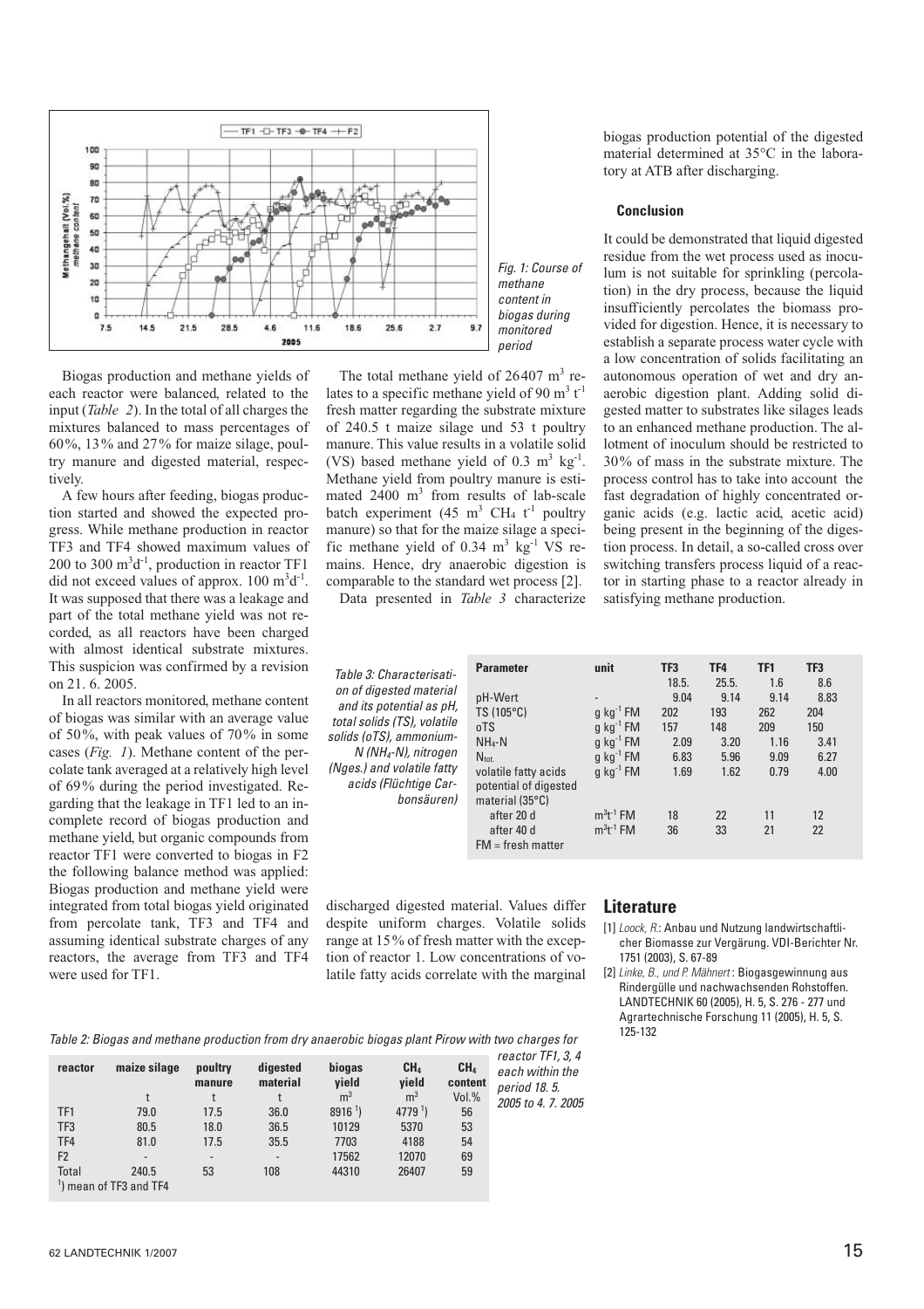TF1 TF3 TF4 F2

Methangehalt (Vol.%) methane content

100
90
80
70
60
50
40
30
20
10
0

7.5 14.5 21.5 28.5 4.6 11.6 18.6 25.6 2.7 9.7

2005

*Fig. 1: Course of methane content in biogas during monitored period*

Biogas production and methane yields of each reactor were balanced, related to the input (*Table 2*). In the total of all charges the mixtures balanced to mass percentages of 60%, 13% and 27% for maize silage, poultry manure and digested material, respectively.

A few hours after feeding, biogas production started and showed the expected progress. While methane production in reactor TF3 and TF4 showed maximum values of 200 to 300 $m^3d^{-1}$, production in reactor TF1 did not exceed values of approx. 100 $m^3d^{-1}$. It was supposed that there was a leakage and part of the total methane yield was not recorded, as all reactors have been charged with almost identical substrate mixtures. This suspicion was confirmed by a revision on 21. 6. 2005.

In all reactors monitored, methane content of biogas was similar with an average value of 50%, with peak values of 70% in some cases (*Fig. 1*). Methane content of the percolate tank averaged at a relatively high level of 69% during the period investigated. Regarding that the leakage in TF1 led to an incomplete record of biogas production and methane yield, but organic compounds from reactor TF1 were converted to biogas in F2 the following balance method was applied: Biogas production and methane yield were integrated from total biogas yield originated from percolate tank, TF3 and TF4 and assuming identical substrate charges of any reactors, the average from TF3 and TF4 were used for TF1.

The total methane yield of 26407 $m^3$ relates to a specific methane yield of 90 $m^3$ $t^{-1}$ fresh matter regarding the substrate mixture of 240.5 t maize silage und 53 t poultry manure. This value results in a volatile solid (VS) based methane yield of 0.3 $m^3$ $kg^{-1}$. Methane yield from poultry manure is estimated 2400 $m^3$ from results of lab-scale batch experiment (45 $m^3$ $CH_4$ $t^{-1}$ poultry manure) so that for the maize silage a specific methane yield of 0.34 $m^3$ $kg^{-1}$ VS remains. Hence, dry anaerobic digestion is comparable to the standard wet process [2].

Data presented in *Table 3* characterize discharged digested material. Values differ despite uniform charges. Volatile solids range at 15% of fresh matter with the exception of reactor 1. Low concentrations of volatile fatty acids correlate with the marginal biogas production potential of the digested material determined at 35°C in the laboratory at ATB after discharging.

*Table 3: Characterisation of digested material and its potential as pH, total solids (TS), volatile solids (oTS), ammonium-N ($NH_4$-N), nitrogen (Nges.) and volatile fatty acids (Flüchtige Carbonsäuren)*

| Parameter | unit | TF3 18.5. | TF4 25.5. | TF1 1.6 | TF3 8.6 |
|---|---|---|---|---|---|
| pH-Wert | - | 9.04 | 9.14 | 9.14 | 8.83 |
| TS (105°C) | g $kg^{-1}$ FM | 202 | 193 | 262 | 204 |
| oTS | g $kg^{-1}$ FM | 157 | 148 | 209 | 150 |
| $NH_4$-N | g $kg^{-1}$ FM | 2.09 | 3.20 | 1.16 | 3.41 |
| $N_{tot.}$ | g $kg^{-1}$ FM | 6.83 | 5.96 | 9.09 | 6.27 |
| volatile fatty acids | g $kg^{-1}$ FM | 1.69 | 1.62 | 0.79 | 4.00 |
| potential of digested material (35°C) | | | | | |
| after 20 d | $m^3t^{-1}$ FM | 18 | 22 | 11 | 12 |
| after 40 d | $m^3t^{-1}$ FM | 36 | 33 | 21 | 22 |
| FM = fresh matter | | | | | |

*Table 2: Biogas and methane production from dry anaerobic biogas plant Pirow with two charges for reactor TF1, 3, 4 each within the period 18. 5. 2005 to 4. 7. 2005*

| reactor | maize silage | poultry manure | digested material | biogas yield | $CH_4$ yield | $CH_4$ content |
|---|---|---|---|---|---|---|
| | t | t | t | $m^3$ | $m^3$ | Vol.% |
| TF1 | 79.0 | 17.5 | 36.0 | 8916 [1]) | 4779 [1]) | 56 |
| TF3 | 80.5 | 18.0 | 36.5 | 10129 | 5370 | 53 |
| TF4 | 81.0 | 17.5 | 35.5 | 7703 | 4188 | 54 |
| F2 | - | - | - | 17562 | 12070 | 69 |
| Total | 240.5 | 53 | 108 | 44310 | 26407 | 59 |

[1]) mean of TF3 and TF4

#### Conclusion

It could be demonstrated that liquid digested residue from the wet process used as inoculum is not suitable for sprinkling (percolation) in the dry process, because the liquid insufficiently percolates the biomass provided for digestion. Hence, it is necessary to establish a separate process water cycle with a low concentration of solids facilitating an autonomous operation of wet and dry anaerobic digestion plant. Adding solid digested matter to substrates like silages leads to an enhanced methane production. The allotment of inoculum should be restricted to 30% of mass in the substrate mixture. The process control has to take into account the fast degradation of highly concentrated organic acids (e.g. lactic acid, acetic acid) being present in the beginning of the digestion process. In detail, a so-called cross over switching transfers process liquid of a reactor in starting phase to a reactor already in satisfying methane production.

## Literature

[1] *Loock, R.*: Anbau und Nutzung landwirtschaftlicher Biomasse zur Vergärung. VDI-Berichter Nr. 1751 (2003), S. 67-89

[2] *Linke, B., und P. Mähnert*: Biogasgewinnung aus Rindergülle und nachwachsenden Rohstoffen. LANDTECHNIK 60 (2005), H. 5, S. 276 - 277 und Agrartechnische Forschung 11 (2005), H. 5, S. 125-132